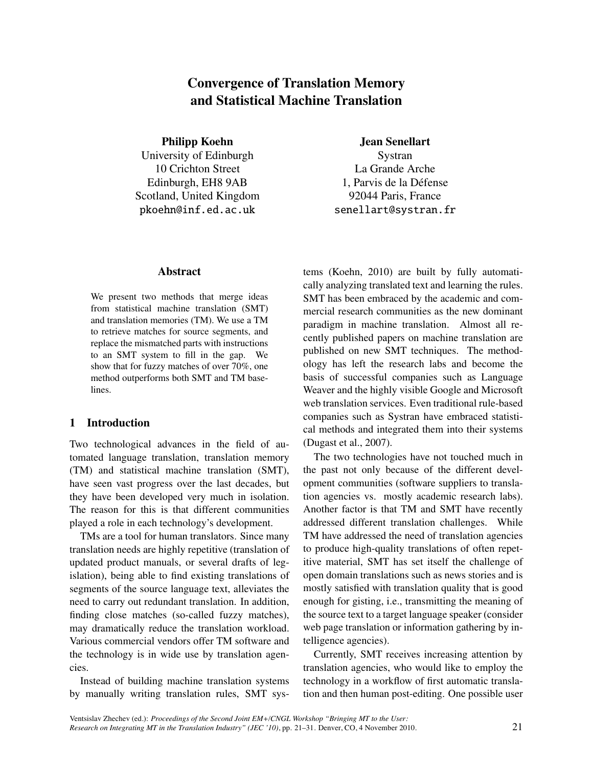# Convergence of Translation Memory and Statistical Machine Translation

**Philipp Koehn**
University of Edinburgh
10 Crichton Street
Edinburgh, EH8 9AB
Scotland, United Kingdom
pkoehn@inf.ed.ac.uk

**Jean Senellart**
Systran
La Grande Arche
1, Parvis de la Défense
92044 Paris, France
senellart@systran.fr

## Abstract

We present two methods that merge ideas from statistical machine translation (SMT) and translation memories (TM). We use a TM to retrieve matches for source segments, and replace the mismatched parts with instructions to an SMT system to fill in the gap. We show that for fuzzy matches of over 70%, one method outperforms both SMT and TM baselines.

## 1 Introduction

Two technological advances in the field of automated language translation, translation memory (TM) and statistical machine translation (SMT), have seen vast progress over the last decades, but they have been developed very much in isolation. The reason for this is that different communities played a role in each technology's development.

TMs are a tool for human translators. Since many translation needs are highly repetitive (translation of updated product manuals, or several drafts of legislation), being able to find existing translations of segments of the source language text, alleviates the need to carry out redundant translation. In addition, finding close matches (so-called fuzzy matches), may dramatically reduce the translation workload. Various commercial vendors offer TM software and the technology is in wide use by translation agencies.

Instead of building machine translation systems by manually writing translation rules, SMT systems (Koehn, 2010) are built by fully automatically analyzing translated text and learning the rules. SMT has been embraced by the academic and commercial research communities as the new dominant paradigm in machine translation. Almost all recently published papers on machine translation are published on new SMT techniques. The methodology has left the research labs and become the basis of successful companies such as Language Weaver and the highly visible Google and Microsoft web translation services. Even traditional rule-based companies such as Systran have embraced statistical methods and integrated them into their systems (Dugast et al., 2007).

The two technologies have not touched much in the past not only because of the different development communities (software suppliers to translation agencies vs. mostly academic research labs). Another factor is that TM and SMT have recently addressed different translation challenges. While TM have addressed the need of translation agencies to produce high-quality translations of often repetitive material, SMT has set itself the challenge of open domain translations such as news stories and is mostly satisfied with translation quality that is good enough for gisting, i.e., transmitting the meaning of the source text to a target language speaker (consider web page translation or information gathering by intelligence agencies).

Currently, SMT receives increasing attention by translation agencies, who would like to employ the technology in a workflow of first automatic translation and then human post-editing. One possible user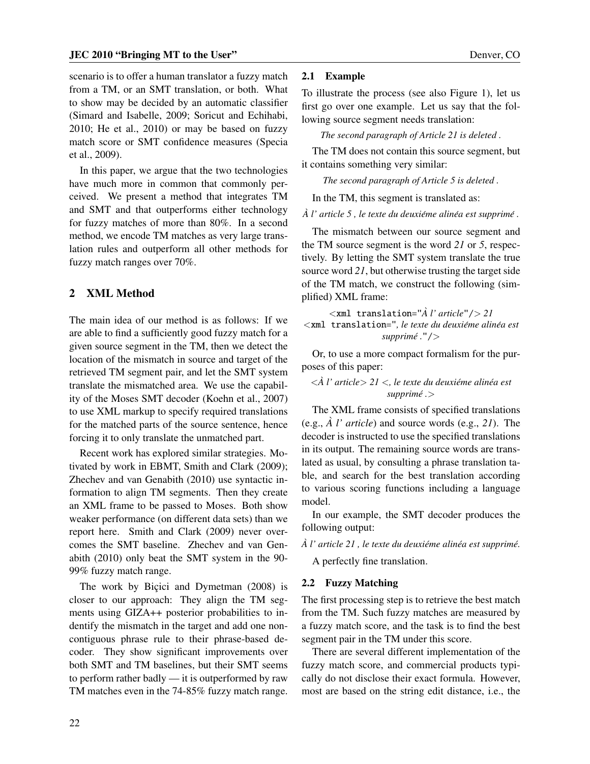scenario is to offer a human translator a fuzzy match from a TM, or an SMT translation, or both. What to show may be decided by an automatic classifier (Simard and Isabelle, 2009; Soricut and Echihabi, 2010; He et al., 2010) or may be based on fuzzy match score or SMT confidence measures (Specia et al., 2009).

In this paper, we argue that the two technologies have much more in common that commonly perceived. We present a method that integrates TM and SMT and that outperforms either technology for fuzzy matches of more than 80%. In a second method, we encode TM matches as very large translation rules and outperform all other methods for fuzzy match ranges over 70%.

## 2 XML Method

The main idea of our method is as follows: If we are able to find a sufficiently good fuzzy match for a given source segment in the TM, then we detect the location of the mismatch in source and target of the retrieved TM segment pair, and let the SMT system translate the mismatched area. We use the capability of the Moses SMT decoder (Koehn et al., 2007) to use XML markup to specify required translations for the matched parts of the source sentence, hence forcing it to only translate the unmatched part.

Recent work has explored similar strategies. Motivated by work in EBMT, Smith and Clark (2009); Zhechev and van Genabith (2010) use syntactic information to align TM segments. Then they create an XML frame to be passed to Moses. Both show weaker performance (on different data sets) than we report here. Smith and Clark (2009) never overcomes the SMT baseline. Zhechev and van Genabith (2010) only beat the SMT system in the 90-99% fuzzy match range.

The work by Biçici and Dymetman (2008) is closer to our approach: They align the TM segments using GIZA++ posterior probabilities to indentify the mismatch in the target and add one non-contiguous phrase rule to their phrase-based decoder. They show significant improvements over both SMT and TM baselines, but their SMT seems to perform rather badly — it is outperformed by raw TM matches even in the 74-85% fuzzy match range.

### 2.1 Example

To illustrate the process (see also Figure 1), let us first go over one example. Let us say that the following source segment needs translation:

*The second paragraph of Article 21 is deleted .*

The TM does not contain this source segment, but it contains something very similar:

*The second paragraph of Article 5 is deleted .*

In the TM, this segment is translated as:

*À l' article 5 , le texte du deuxiéme alinéa est supprimé .*

The mismatch between our source segment and the TM source segment is the word *21* or *5*, respectively. By letting the SMT system translate the true source word *21*, but otherwise trusting the target side of the TM match, we construct the following (simplified) XML frame:

<xml translation="*À l' article*"/> *21* <xml translation="*, le texte du deuxiéme alinéa est supprimé .*"/>

Or, to use a more compact formalism for the purposes of this paper:

<*À l' article*> *21* <*, le texte du deuxiéme alinéa est supprimé .*>

The XML frame consists of specified translations (e.g., *À l' article*) and source words (e.g., *21*). The decoder is instructed to use the specified translations in its output. The remaining source words are translated as usual, by consulting a phrase translation table, and search for the best translation according to various scoring functions including a language model.

In our example, the SMT decoder produces the following output:

*À l' article 21 , le texte du deuxiéme alinéa est supprimé.*

A perfectly fine translation.

### 2.2 Fuzzy Matching

The first processing step is to retrieve the best match from the TM. Such fuzzy matches are measured by a fuzzy match score, and the task is to find the best segment pair in the TM under this score.

There are several different implementation of the fuzzy match score, and commercial products typically do not disclose their exact formula. However, most are based on the string edit distance, i.e., the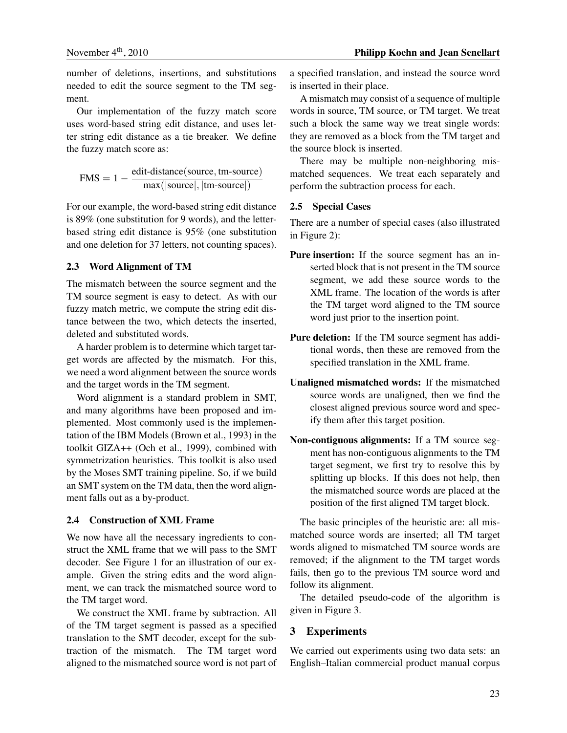number of deletions, insertions, and substitutions needed to edit the source segment to the TM segment.

Our implementation of the fuzzy match score uses word-based string edit distance, and uses letter string edit distance as a tie breaker. We define the fuzzy match score as:

$$\text{FMS} = 1 - \frac{\text{edit-distance}(\text{source}, \text{tm-source})}{\max(|\text{source}|, |\text{tm-source}|)}$$

For our example, the word-based string edit distance is 89% (one substitution for 9 words), and the letter-based string edit distance is 95% (one substitution and one deletion for 37 letters, not counting spaces).

### 2.3 Word Alignment of TM

The mismatch between the source segment and the TM source segment is easy to detect. As with our fuzzy match metric, we compute the string edit distance between the two, which detects the inserted, deleted and substituted words.

A harder problem is to determine which target target words are affected by the mismatch. For this, we need a word alignment between the source words and the target words in the TM segment.

Word alignment is a standard problem in SMT, and many algorithms have been proposed and implemented. Most commonly used is the implementation of the IBM Models (Brown et al., 1993) in the toolkit GIZA++ (Och et al., 1999), combined with symmetrization heuristics. This toolkit is also used by the Moses SMT training pipeline. So, if we build an SMT system on the TM data, then the word alignment falls out as a by-product.

### 2.4 Construction of XML Frame

We now have all the necessary ingredients to construct the XML frame that we will pass to the SMT decoder. See Figure 1 for an illustration of our example. Given the string edits and the word alignment, we can track the mismatched source word to the TM target word.

We construct the XML frame by subtraction. All of the TM target segment is passed as a specified translation to the SMT decoder, except for the subtraction of the mismatch. The TM target word aligned to the mismatched source word is not part of a specified translation, and instead the source word is inserted in their place.

A mismatch may consist of a sequence of multiple words in source, TM source, or TM target. We treat such a block the same way we treat single words: they are removed as a block from the TM target and the source block is inserted.

There may be multiple non-neighboring mismatched sequences. We treat each separately and perform the subtraction process for each.

### 2.5 Special Cases

There are a number of special cases (also illustrated in Figure 2):

**Pure insertion:** If the source segment has an inserted block that is not present in the TM source segment, we add these source words to the XML frame. The location of the words is after the TM target word aligned to the TM source word just prior to the insertion point.

**Pure deletion:** If the TM source segment has additional words, then these are removed from the specified translation in the XML frame.

**Unaligned mismatched words:** If the mismatched source words are unaligned, then we find the closest aligned previous source word and specify them after this target position.

**Non-contiguous alignments:** If a TM source segment has non-contiguous alignments to the TM target segment, we first try to resolve this by splitting up blocks. If this does not help, then the mismatched source words are placed at the position of the first aligned TM target block.

The basic principles of the heuristic are: all mismatched source words are inserted; all TM target words aligned to mismatched TM source words are removed; if the alignment to the TM target words fails, then go to the previous TM source word and follow its alignment.

The detailed pseudo-code of the algorithm is given in Figure 3.

## 3 Experiments

We carried out experiments using two data sets: an English–Italian commercial product manual corpus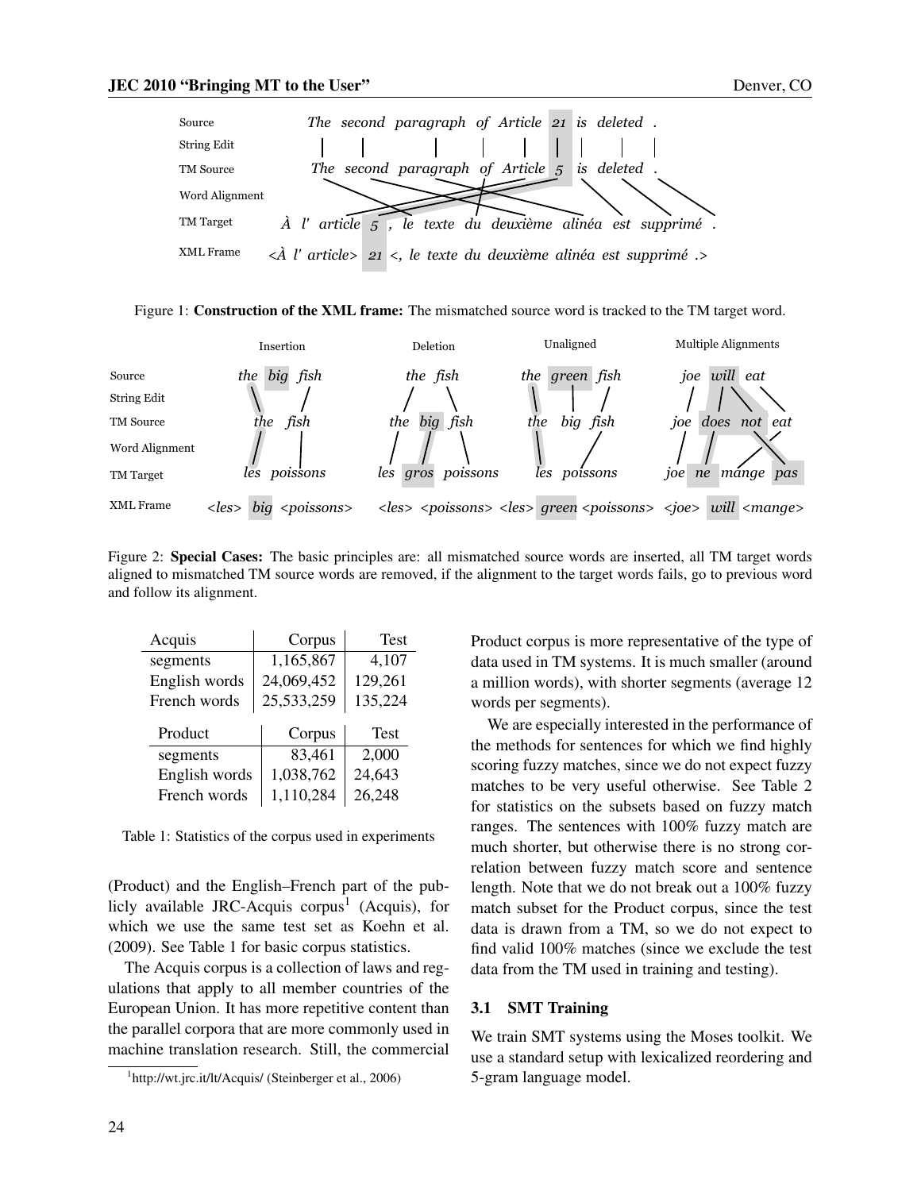Figure 1: **Construction of the XML frame:** The mismatched source word is tracked to the TM target word.

Figure 2: **Special Cases:** The basic principles are: all mismatched source words are inserted, all TM target words aligned to mismatched TM source words are removed, if the alignment to the target words fails, go to previous word and follow its alignment.

| Acquis | Corpus | Test |
|---|---|---|
| segments | 1,165,867 | 4,107 |
| English words | 24,069,452 | 129,261 |
| French words | 25,533,259 | 135,224 |

| Product | Corpus | Test |
|---|---|---|
| segments | 83,461 | 2,000 |
| English words | 1,038,762 | 24,643 |
| French words | 1,110,284 | 26,248 |

Table 1: Statistics of the corpus used in experiments

(Product) and the English–French part of the publicly available JRC-Acquis corpus[1] (Acquis), for which we use the same test set as Koehn et al. (2009). See Table 1 for basic corpus statistics.

The Acquis corpus is a collection of laws and regulations that apply to all member countries of the European Union. It has more repetitive content than the parallel corpora that are more commonly used in machine translation research. Still, the commercial Product corpus is more representative of the type of data used in TM systems. It is much smaller (around a million words), with shorter segments (average 12 words per segments).

We are especially interested in the performance of the methods for sentences for which we find highly scoring fuzzy matches, since we do not expect fuzzy matches to be very useful otherwise. See Table 2 for statistics on the subsets based on fuzzy match ranges. The sentences with 100% fuzzy match are much shorter, but otherwise there is no strong correlation between fuzzy match score and sentence length. Note that we do not break out a 100% fuzzy match subset for the Product corpus, since the test data is drawn from a TM, so we do not expect to find valid 100% matches (since we exclude the test data from the TM used in training and testing).

### 3.1 SMT Training

We train SMT systems using the Moses toolkit. We use a standard setup with lexicalized reordering and 5-gram language model.

[1] http://wt.jrc.it/lt/Acquis/ (Steinberger et al., 2006)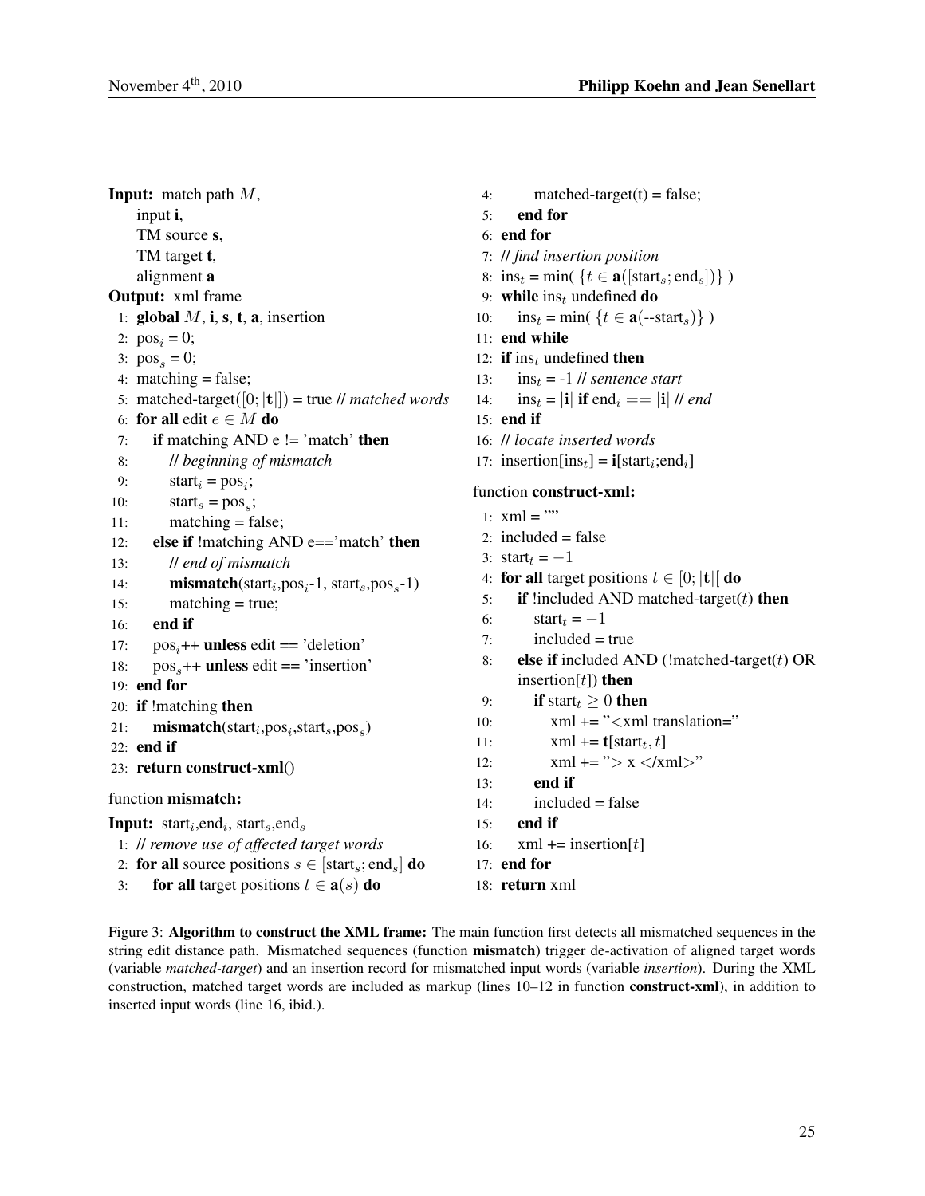```
Input:  match path M,
        input i,
        TM source s,
        TM target t,
        alignment a
Output: xml frame
 1: global M, i, s, t, a, insertion
 2: pos_i = 0;
 3: pos_s = 0;
 4: matching = false;
 5: matched-target([0;|t|]) = true // matched words
 6: for all edit e ∈ M do
 7:    if matching AND e != 'match' then
 8:       // beginning of mismatch
 9:       start_i = pos_i;
10:       start_s = pos_s;
11:       matching = false;
12:    else if !matching AND e=='match' then
13:       // end of mismatch
14:       mismatch(start_i,pos_i-1, start_s,pos_s-1)
15:       matching = true;
16:    end if
17:    pos_i++ unless edit == 'deletion'
18:    pos_s++ unless edit == 'insertion'
19: end for
20: if !matching then
21:    mismatch(start_i,pos_i,start_s,pos_s)
22: end if
23: return construct-xml()
```

function **mismatch:**

```
Input: start_i,end_i, start_s,end_s
 1: // remove use of affected target words
 2: for all source positions s ∈ [start_s; end_s] do
 3:    for all target positions t ∈ a(s) do
 4:       matched-target(t) = false;
 5:    end for
 6: end for
 7: // find insertion position
 8: ins_t = min( {t ∈ a([start_s; end_s])} )
 9: while ins_t undefined do
10:    ins_t = min( {t ∈ a(--start_s)} )
11: end while
12: if ins_t undefined then
13:    ins_t = -1 // sentence start
14:    ins_t = |i| if end_i == |i| // end
15: end if
16: // locate inserted words
17: insertion[ins_t] = i[start_i;end_i]
```

function **construct-xml:**

```
 1: xml = ""
 2: included = false
 3: start_t = −1
 4: for all target positions t ∈ [0; |t|[ do
 5:    if !included AND matched-target(t) then
 6:       start_t = −1
 7:       included = true
 8:    else if included AND (!matched-target(t) OR
       insertion[t]) then
 9:       if start_t ≥ 0 then
10:          xml += "<xml translation="
11:          xml += t[start_t, t]
12:          xml += "> x </xml>"
13:       end if
14:       included = false
15:    end if
16:    xml += insertion[t]
17: end for
18: return xml
```

Figure 3: **Algorithm to construct the XML frame:** The main function first detects all mismatched sequences in the string edit distance path. Mismatched sequences (function **mismatch**) trigger de-activation of aligned target words (variable *matched-target*) and an insertion record for mismatched input words (variable *insertion*). During the XML construction, matched target words are included as markup (lines 10–12 in function **construct-xml**), in addition to inserted input words (line 16, ibid.).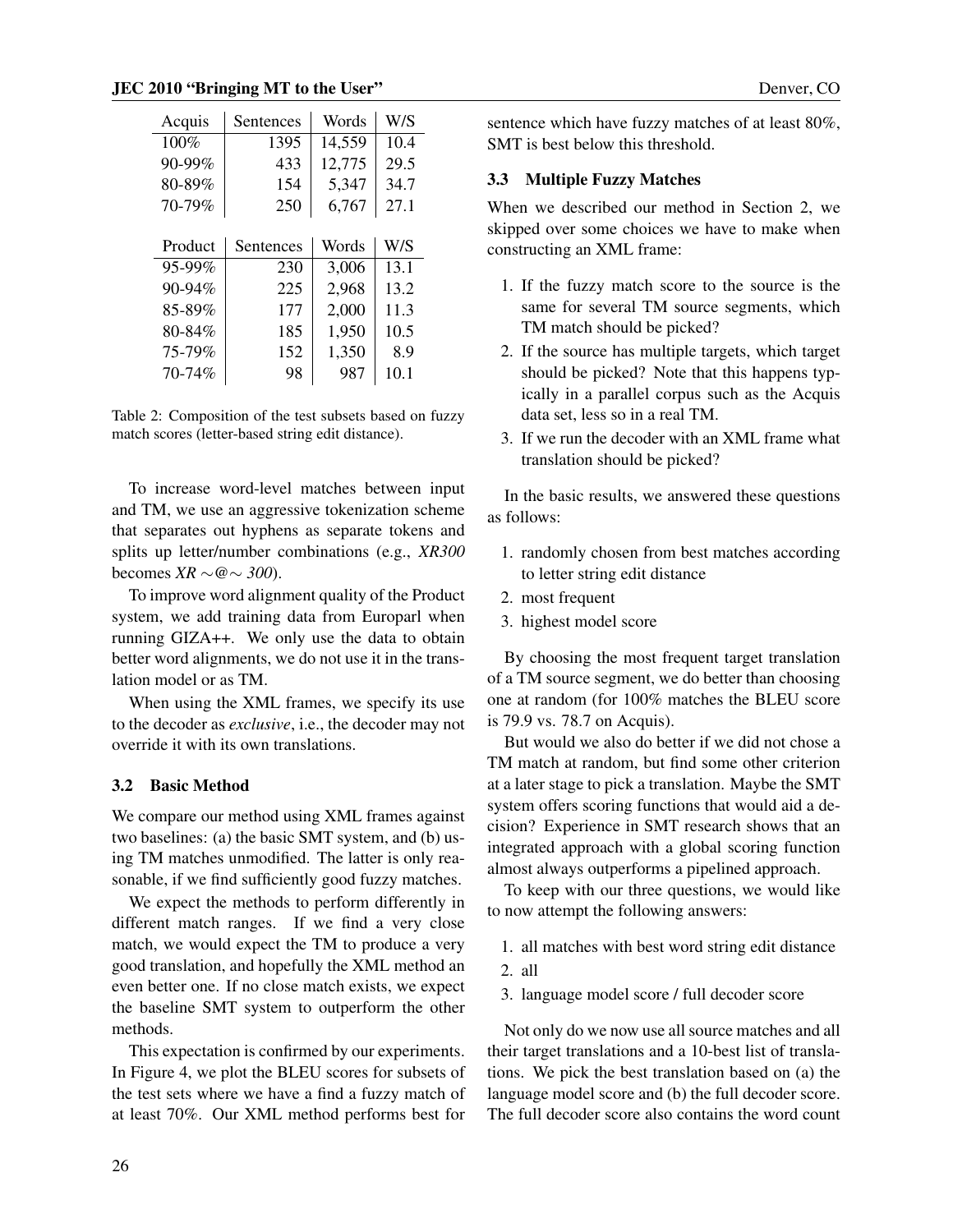| Acquis | Sentences | Words | W/S |
|---|---|---|---|
| 100% | 1395 | 14,559 | 10.4 |
| 90-99% | 433 | 12,775 | 29.5 |
| 80-89% | 154 | 5,347 | 34.7 |
| 70-79% | 250 | 6,767 | 27.1 |

| Product | Sentences | Words | W/S |
|---|---|---|---|
| 95-99% | 230 | 3,006 | 13.1 |
| 90-94% | 225 | 2,968 | 13.2 |
| 85-89% | 177 | 2,000 | 11.3 |
| 80-84% | 185 | 1,950 | 10.5 |
| 75-79% | 152 | 1,350 | 8.9 |
| 70-74% | 98 | 987 | 10.1 |

Table 2: Composition of the test subsets based on fuzzy match scores (letter-based string edit distance).

To increase word-level matches between input and TM, we use an aggressive tokenization scheme that separates out hyphens as separate tokens and splits up letter/number combinations (e.g., *XR300* becomes *XR ∼@∼ 300*).

To improve word alignment quality of the Product system, we add training data from Europarl when running GIZA++. We only use the data to obtain better word alignments, we do not use it in the translation model or as TM.

When using the XML frames, we specify its use to the decoder as *exclusive*, i.e., the decoder may not override it with its own translations.

### 3.2 Basic Method

We compare our method using XML frames against two baselines: (a) the basic SMT system, and (b) using TM matches unmodified. The latter is only reasonable, if we find sufficiently good fuzzy matches.

We expect the methods to perform differently in different match ranges. If we find a very close match, we would expect the TM to produce a very good translation, and hopefully the XML method an even better one. If no close match exists, we expect the baseline SMT system to outperform the other methods.

This expectation is confirmed by our experiments. In Figure 4, we plot the BLEU scores for subsets of the test sets where we have a find a fuzzy match of at least 70%. Our XML method performs best for sentence which have fuzzy matches of at least 80%, SMT is best below this threshold.

### 3.3 Multiple Fuzzy Matches

When we described our method in Section 2, we skipped over some choices we have to make when constructing an XML frame:

1. If the fuzzy match score to the source is the same for several TM source segments, which TM match should be picked?
2. If the source has multiple targets, which target should be picked? Note that this happens typically in a parallel corpus such as the Acquis data set, less so in a real TM.
3. If we run the decoder with an XML frame what translation should be picked?

In the basic results, we answered these questions as follows:

1. randomly chosen from best matches according to letter string edit distance
2. most frequent
3. highest model score

By choosing the most frequent target translation of a TM source segment, we do better than choosing one at random (for 100% matches the BLEU score is 79.9 vs. 78.7 on Acquis).

But would we also do better if we did not chose a TM match at random, but find some other criterion at a later stage to pick a translation. Maybe the SMT system offers scoring functions that would aid a decision? Experience in SMT research shows that an integrated approach with a global scoring function almost always outperforms a pipelined approach.

To keep with our three questions, we would like to now attempt the following answers:

1. all matches with best word string edit distance
2. all
3. language model score / full decoder score

Not only do we now use all source matches and all their target translations and a 10-best list of translations. We pick the best translation based on (a) the language model score and (b) the full decoder score. The full decoder score also contains the word count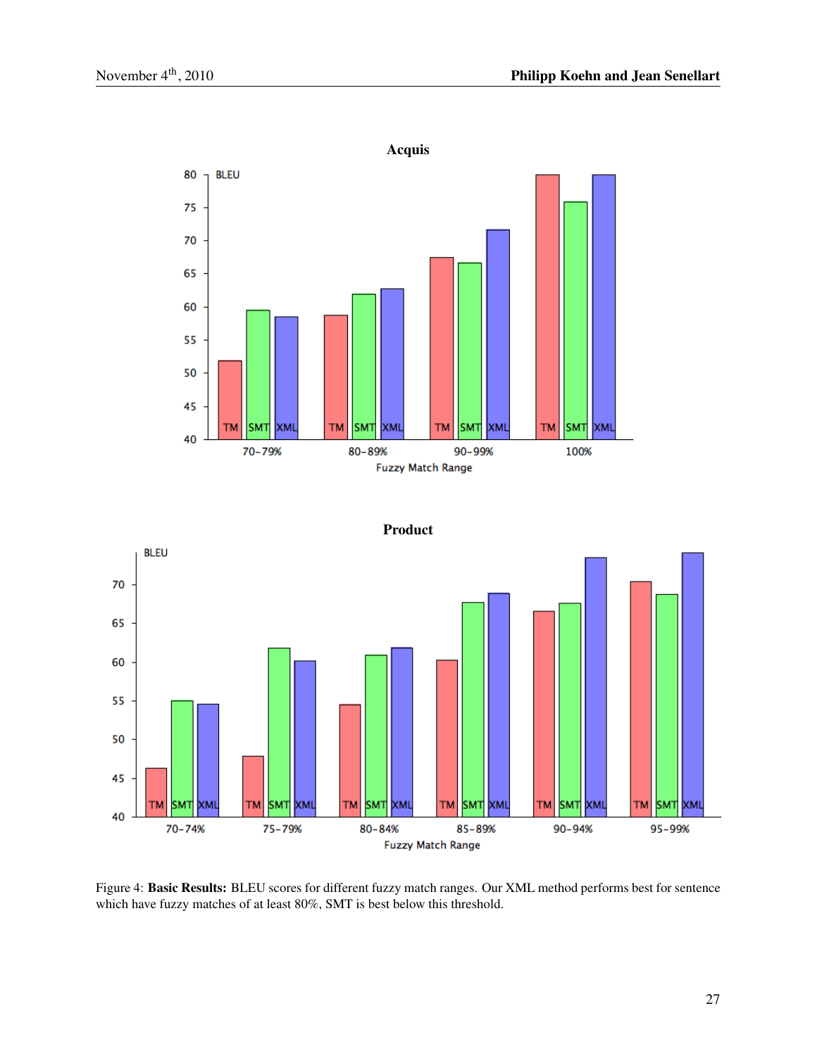Figure 4: **Basic Results:** BLEU scores for different fuzzy match ranges. Our XML method performs best for sentence which have fuzzy matches of at least 80%, SMT is best below this threshold.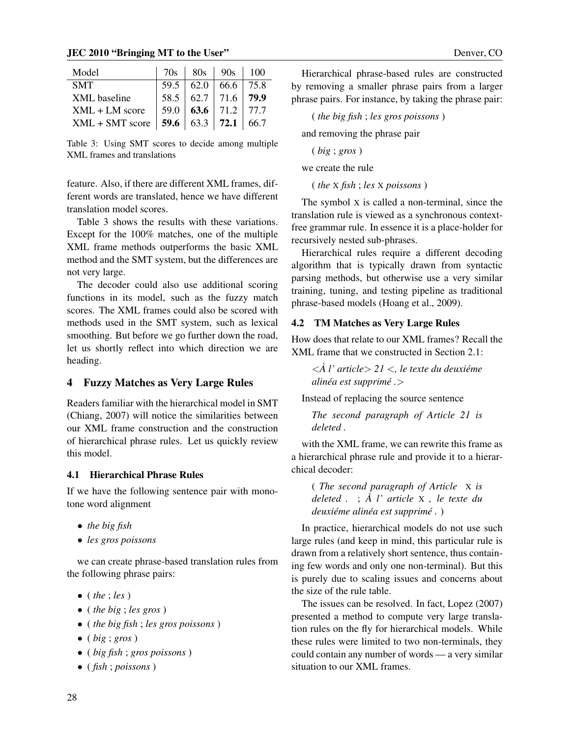| Model | 70s | 80s | 90s | 100 |
|---|---|---|---|---|
| SMT | 59.5 | 62.0 | 66.6 | 75.8 |
| XML baseline | 58.5 | 62.7 | 71.6 | **79.9** |
| XML + LM score | 59.0 | **63.6** | 71.2 | 77.7 |
| XML + SMT score | **59.6** | 63.3 | **72.1** | 66.7 |

Table 3: Using SMT scores to decide among multiple XML frames and translations

feature. Also, if there are different XML frames, different words are translated, hence we have different translation model scores.

Table 3 shows the results with these variations. Except for the 100% matches, one of the multiple XML frame methods outperforms the basic XML method and the SMT system, but the differences are not very large.

The decoder could also use additional scoring functions in its model, such as the fuzzy match scores. The XML frames could also be scored with methods used in the SMT system, such as lexical smoothing. But before we go further down the road, let us shortly reflect into which direction we are heading.

## 4 Fuzzy Matches as Very Large Rules

Readers familiar with the hierarchical model in SMT (Chiang, 2007) will notice the similarities between our XML frame construction and the construction of hierarchical phrase rules. Let us quickly review this model.

### 4.1 Hierarchical Phrase Rules

If we have the following sentence pair with monotone word alignment

- *the big fish*
- *les gros poissons*

we can create phrase-based translation rules from the following phrase pairs:

- ( *the* ; *les* )
- ( *the big* ; *les gros* )
- ( *the big fish* ; *les gros poissons* )
- ( *big* ; *gros* )
- ( *big fish* ; *gros poissons* )
- ( *fish* ; *poissons* )

Hierarchical phrase-based rules are constructed by removing a smaller phrase pairs from a larger phrase pairs. For instance, by taking the phrase pair:

( *the big fish* ; *les gros poissons* )

and removing the phrase pair

( *big* ; *gros* )

we create the rule

( *the* X *fish* ; *les* X *poissons* )

The symbol X is called a non-terminal, since the translation rule is viewed as a synchronous context-free grammar rule. In essence it is a place-holder for recursively nested sub-phrases.

Hierarchical rules require a different decoding algorithm that is typically drawn from syntactic parsing methods, but otherwise use a very similar training, tuning, and testing pipeline as traditional phrase-based models (Hoang et al., 2009).

### 4.2 TM Matches as Very Large Rules

How does that relate to our XML frames? Recall the XML frame that we constructed in Section 2.1:

*<À l' article> 21 <, le texte du deuxiéme alinéa est supprimé .>*

Instead of replacing the source sentence

*The second paragraph of Article 21 is deleted .*

with the XML frame, we can rewrite this frame as a hierarchical phrase rule and provide it to a hierarchical decoder:

( *The second paragraph of Article* X *is deleted .* ; *À l' article* X *, le texte du deuxiéme alinéa est supprimé .* )

In practice, hierarchical models do not use such large rules (and keep in mind, this particular rule is drawn from a relatively short sentence, thus containing few words and only one non-terminal). But this is purely due to scaling issues and concerns about the size of the rule table.

The issues can be resolved. In fact, Lopez (2007) presented a method to compute very large translation rules on the fly for hierarchical models. While these rules were limited to two non-terminals, they could contain any number of words — a very similar situation to our XML frames.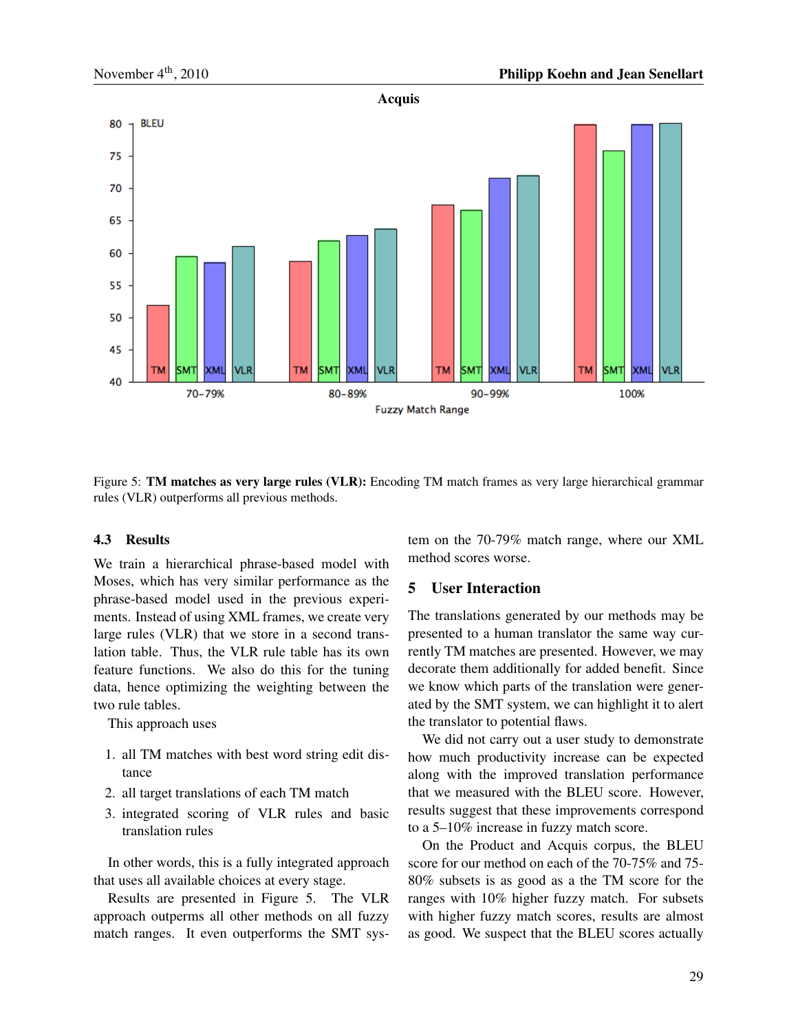Figure 5: **TM matches as very large rules (VLR):** Encoding TM match frames as very large hierarchical grammar rules (VLR) outperforms all previous methods.

### 4.3 Results

We train a hierarchical phrase-based model with Moses, which has very similar performance as the phrase-based model used in the previous experiments. Instead of using XML frames, we create very large rules (VLR) that we store in a second translation table. Thus, the VLR rule table has its own feature functions. We also do this for the tuning data, hence optimizing the weighting between the two rule tables.

This approach uses

1. all TM matches with best word string edit distance
2. all target translations of each TM match
3. integrated scoring of VLR rules and basic translation rules

In other words, this is a fully integrated approach that uses all available choices at every stage.

Results are presented in Figure 5. The VLR approach outperms all other methods on all fuzzy match ranges. It even outperforms the SMT system on the 70-79% match range, where our XML method scores worse.

## 5 User Interaction

The translations generated by our methods may be presented to a human translator the same way currently TM matches are presented. However, we may decorate them additionally for added benefit. Since we know which parts of the translation were generated by the SMT system, we can highlight it to alert the translator to potential flaws.

We did not carry out a user study to demonstrate how much productivity increase can be expected along with the improved translation performance that we measured with the BLEU score. However, results suggest that these improvements correspond to a 5–10% increase in fuzzy match score.

On the Product and Acquis corpus, the BLEU score for our method on each of the 70-75% and 75-80% subsets is as good as a the TM score for the ranges with 10% higher fuzzy match. For subsets with higher fuzzy match scores, results are almost as good. We suspect that the BLEU scores actually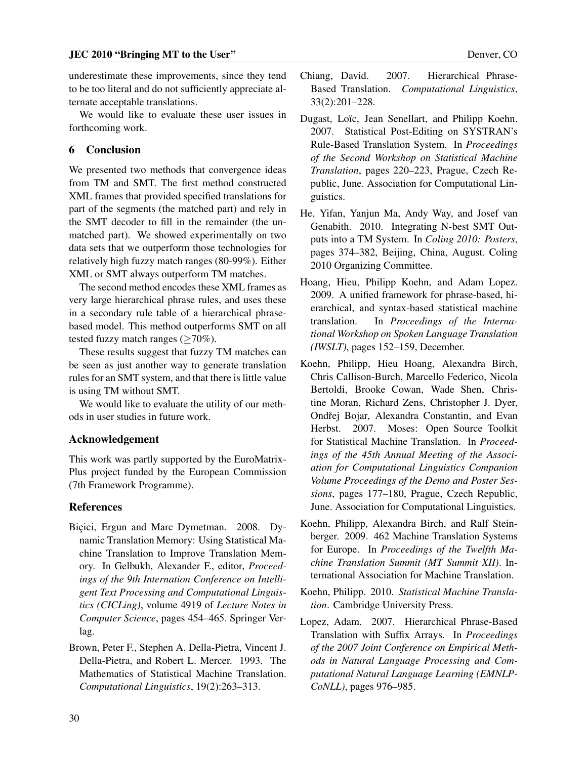underestimate these improvements, since they tend to be too literal and do not sufficiently appreciate alternate acceptable translations.

We would like to evaluate these user issues in forthcoming work.

## 6 Conclusion

We presented two methods that convergence ideas from TM and SMT. The first method constructed XML frames that provided specified translations for part of the segments (the matched part) and rely in the SMT decoder to fill in the remainder (the unmatched part). We showed experimentally on two data sets that we outperform those technologies for relatively high fuzzy match ranges (80-99%). Either XML or SMT always outperform TM matches.

The second method encodes these XML frames as very large hierarchical phrase rules, and uses these in a secondary rule table of a hierarchical phrase-based model. This method outperforms SMT on all tested fuzzy match ranges ($\geq$70%).

These results suggest that fuzzy TM matches can be seen as just another way to generate translation rules for an SMT system, and that there is little value is using TM without SMT.

We would like to evaluate the utility of our methods in user studies in future work.

## Acknowledgement

This work was partly supported by the EuroMatrix-Plus project funded by the European Commission (7th Framework Programme).

## References

Biçici, Ergun and Marc Dymetman. 2008. Dynamic Translation Memory: Using Statistical Machine Translation to Improve Translation Memory. In Gelbukh, Alexander F., editor, *Proceedings of the 9th Internation Conference on Intelligent Text Processing and Computational Linguistics (CICLing)*, volume 4919 of *Lecture Notes in Computer Science*, pages 454–465. Springer Verlag.

Brown, Peter F., Stephen A. Della-Pietra, Vincent J. Della-Pietra, and Robert L. Mercer. 1993. The Mathematics of Statistical Machine Translation. *Computational Linguistics*, 19(2):263–313.

Chiang, David. 2007. Hierarchical Phrase-Based Translation. *Computational Linguistics*, 33(2):201–228.

Dugast, Loïc, Jean Senellart, and Philipp Koehn. 2007. Statistical Post-Editing on SYSTRAN's Rule-Based Translation System. In *Proceedings of the Second Workshop on Statistical Machine Translation*, pages 220–223, Prague, Czech Republic, June. Association for Computational Linguistics.

He, Yifan, Yanjun Ma, Andy Way, and Josef van Genabith. 2010. Integrating N-best SMT Outputs into a TM System. In *Coling 2010: Posters*, pages 374–382, Beijing, China, August. Coling 2010 Organizing Committee.

Hoang, Hieu, Philipp Koehn, and Adam Lopez. 2009. A unified framework for phrase-based, hierarchical, and syntax-based statistical machine translation. In *Proceedings of the International Workshop on Spoken Language Translation (IWSLT)*, pages 152–159, December.

Koehn, Philipp, Hieu Hoang, Alexandra Birch, Chris Callison-Burch, Marcello Federico, Nicola Bertoldi, Brooke Cowan, Wade Shen, Christine Moran, Richard Zens, Christopher J. Dyer, Ondřej Bojar, Alexandra Constantin, and Evan Herbst. 2007. Moses: Open Source Toolkit for Statistical Machine Translation. In *Proceedings of the 45th Annual Meeting of the Association for Computational Linguistics Companion Volume Proceedings of the Demo and Poster Sessions*, pages 177–180, Prague, Czech Republic, June. Association for Computational Linguistics.

Koehn, Philipp, Alexandra Birch, and Ralf Steinberger. 2009. 462 Machine Translation Systems for Europe. In *Proceedings of the Twelfth Machine Translation Summit (MT Summit XII)*. International Association for Machine Translation.

Koehn, Philipp. 2010. *Statistical Machine Translation*. Cambridge University Press.

Lopez, Adam. 2007. Hierarchical Phrase-Based Translation with Suffix Arrays. In *Proceedings of the 2007 Joint Conference on Empirical Methods in Natural Language Processing and Computational Natural Language Learning (EMNLP-CoNLL)*, pages 976–985.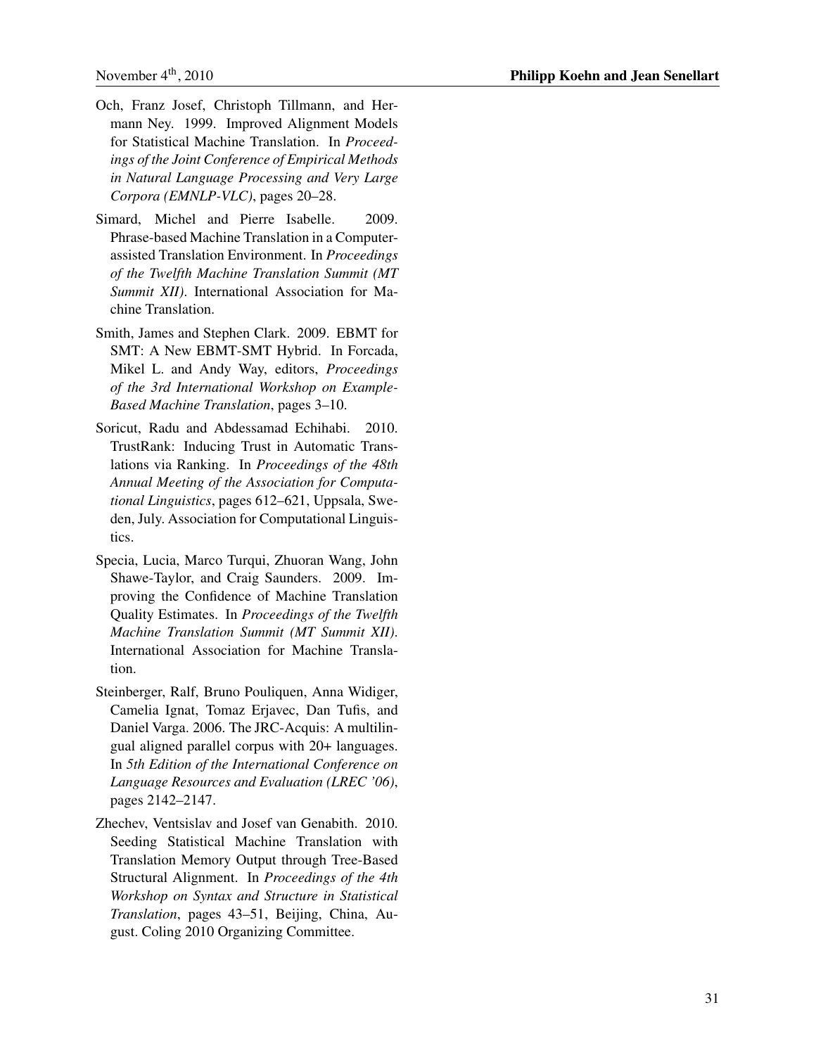Och, Franz Josef, Christoph Tillmann, and Hermann Ney. 1999. Improved Alignment Models for Statistical Machine Translation. In *Proceedings of the Joint Conference of Empirical Methods in Natural Language Processing and Very Large Corpora (EMNLP-VLC)*, pages 20–28.

Simard, Michel and Pierre Isabelle. 2009. Phrase-based Machine Translation in a Computer-assisted Translation Environment. In *Proceedings of the Twelfth Machine Translation Summit (MT Summit XII)*. International Association for Machine Translation.

Smith, James and Stephen Clark. 2009. EBMT for SMT: A New EBMT-SMT Hybrid. In Forcada, Mikel L. and Andy Way, editors, *Proceedings of the 3rd International Workshop on Example-Based Machine Translation*, pages 3–10.

Soricut, Radu and Abdessamad Echihabi. 2010. TrustRank: Inducing Trust in Automatic Translations via Ranking. In *Proceedings of the 48th Annual Meeting of the Association for Computational Linguistics*, pages 612–621, Uppsala, Sweden, July. Association for Computational Linguistics.

Specia, Lucia, Marco Turqui, Zhuoran Wang, John Shawe-Taylor, and Craig Saunders. 2009. Improving the Confidence of Machine Translation Quality Estimates. In *Proceedings of the Twelfth Machine Translation Summit (MT Summit XII)*. International Association for Machine Translation.

Steinberger, Ralf, Bruno Pouliquen, Anna Widiger, Camelia Ignat, Tomaz Erjavec, Dan Tufis, and Daniel Varga. 2006. The JRC-Acquis: A multilingual aligned parallel corpus with 20+ languages. In *5th Edition of the International Conference on Language Resources and Evaluation (LREC '06)*, pages 2142–2147.

Zhechev, Ventsislav and Josef van Genabith. 2010. Seeding Statistical Machine Translation with Translation Memory Output through Tree-Based Structural Alignment. In *Proceedings of the 4th Workshop on Syntax and Structure in Statistical Translation*, pages 43–51, Beijing, China, August. Coling 2010 Organizing Committee.